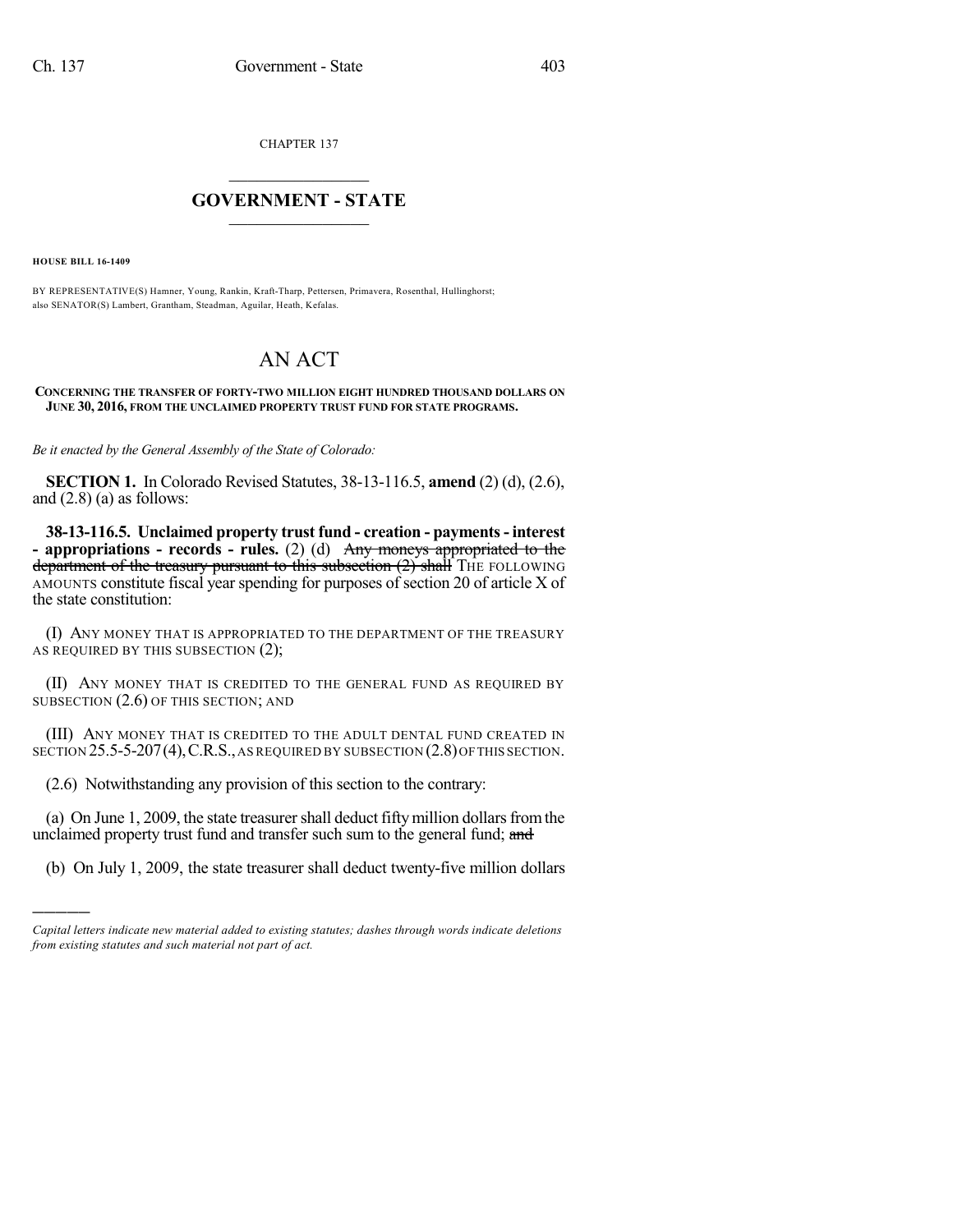CHAPTER 137

# GOVERNMENT - STATE

**HOUSE BILL 16-1409**

BY REPRESENTATIVE(S) Hamner, Young, Rankin, Kraft-Tharp, Pettersen, Primavera, Rosenthal, Hullinghorst; also SENATOR(S) Lambert, Grantham, Steadman, Aguilar, Heath, Kefalas.

# AN ACT

**CONCERNING THE TRANSFER OF FORTY-TWO MILLION EIGHT HUNDRED THOUSAND DOLLARS ON JUNE 30, 2016, FROM THE UNCLAIMED PROPERTY TRUST FUND FOR STATE PROGRAMS.**

*Be it enacted by the General Assembly of the State of Colorado:*

**SECTION 1.** In Colorado Revised Statutes, 38-13-116.5, **amend** (2) (d), (2.6), and (2.8) (a) as follows:

**38-13-116.5. Unclaimed property trust fund - creation - payments - interest - appropriations - records - rules.** (2) (d) ~~Any moneys appropriated to the department of the treasury pursuant to this subsection (2) shall~~ THE FOLLOWING AMOUNTS constitute fiscal year spending for purposes of section 20 of article X of the state constitution:

(I) ANY MONEY THAT IS APPROPRIATED TO THE DEPARTMENT OF THE TREASURY AS REQUIRED BY THIS SUBSECTION (2);

(II) ANY MONEY THAT IS CREDITED TO THE GENERAL FUND AS REQUIRED BY SUBSECTION (2.6) OF THIS SECTION; AND

(III) ANY MONEY THAT IS CREDITED TO THE ADULT DENTAL FUND CREATED IN SECTION 25.5-5-207 (4), C.R.S., AS REQUIRED BY SUBSECTION (2.8) OF THIS SECTION.

(2.6) Notwithstanding any provision of this section to the contrary:

(a) On June 1, 2009, the state treasurer shall deduct fifty million dollars from the unclaimed property trust fund and transfer such sum to the general fund; ~~and~~

(b) On July 1, 2009, the state treasurer shall deduct twenty-five million dollars

---

*Capital letters indicate new material added to existing statutes; dashes through words indicate deletions from existing statutes and such material not part of act.*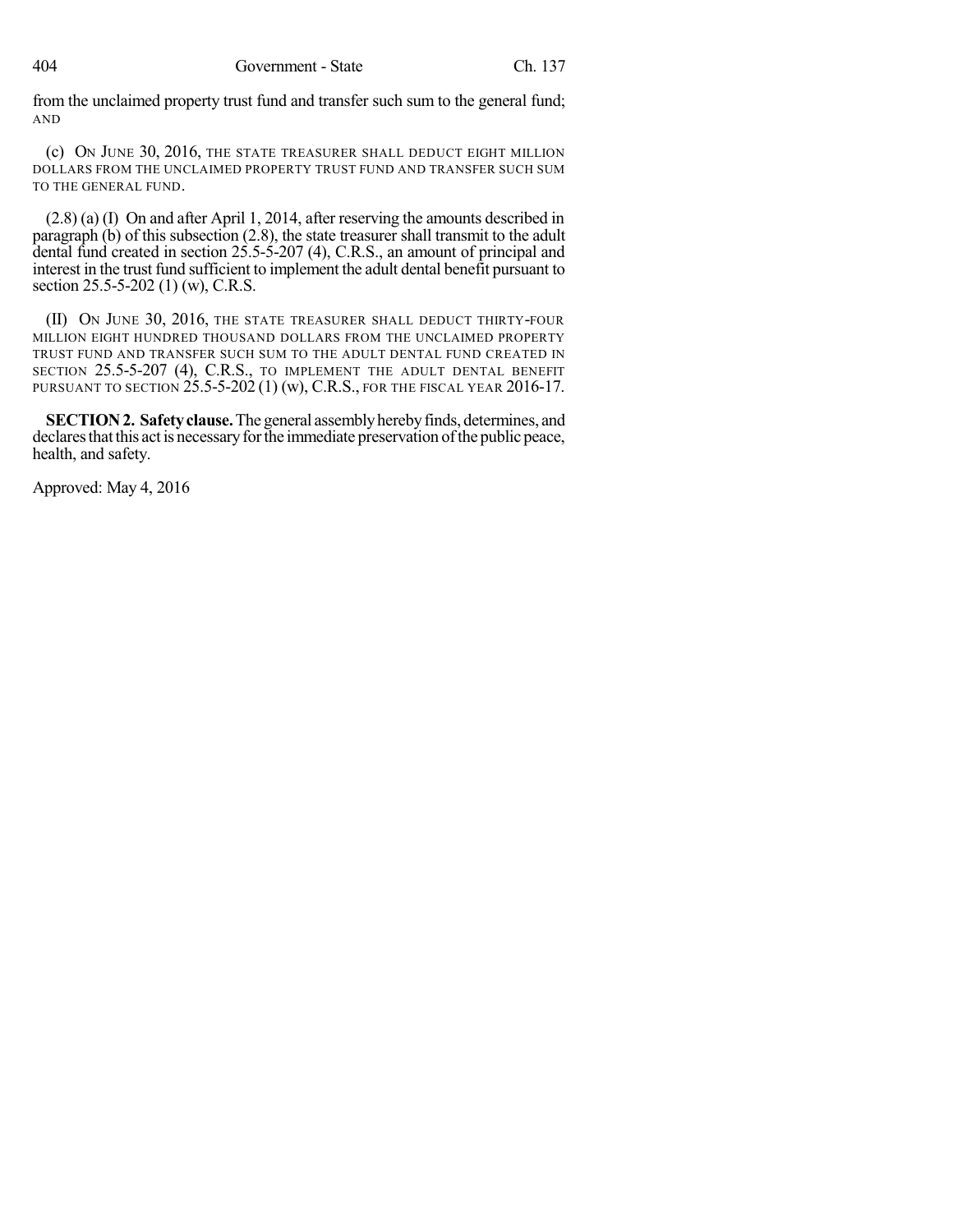from the unclaimed property trust fund and transfer such sum to the general fund; AND

(c) ON JUNE 30, 2016, THE STATE TREASURER SHALL DEDUCT EIGHT MILLION DOLLARS FROM THE UNCLAIMED PROPERTY TRUST FUND AND TRANSFER SUCH SUM TO THE GENERAL FUND.

(2.8) (a) (I) On and after April 1, 2014, after reserving the amounts described in paragraph (b) of this subsection (2.8), the state treasurer shall transmit to the adult dental fund created in section 25.5-5-207 (4), C.R.S., an amount of principal and interest in the trust fund sufficient to implement the adult dental benefit pursuant to section 25.5-5-202 (1) (w), C.R.S.

(II) ON JUNE 30, 2016, THE STATE TREASURER SHALL DEDUCT THIRTY-FOUR MILLION EIGHT HUNDRED THOUSAND DOLLARS FROM THE UNCLAIMED PROPERTY TRUST FUND AND TRANSFER SUCH SUM TO THE ADULT DENTAL FUND CREATED IN SECTION 25.5-5-207 (4), C.R.S., TO IMPLEMENT THE ADULT DENTAL BENEFIT PURSUANT TO SECTION 25.5-5-202 (1) (w), C.R.S., FOR THE FISCAL YEAR 2016-17.

**SECTION 2. Safety clause.** The general assembly hereby finds, determines, and declares that this act is necessary for the immediate preservation of the public peace, health, and safety.

Approved: May 4, 2016